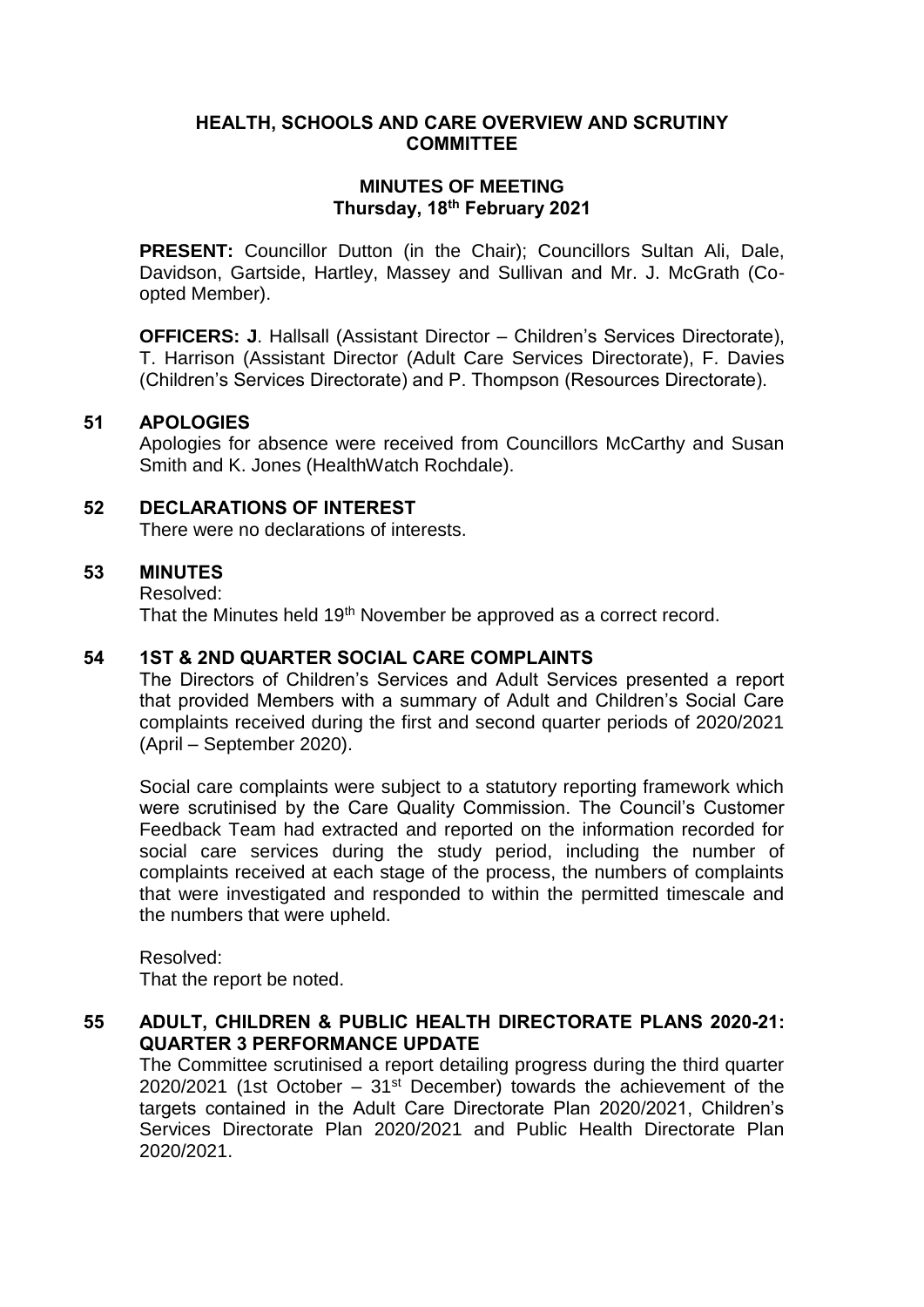# HEALTH, SCHOOLS AND CARE OVERVIEW AND SCRUTINY COMMITTEE

## MINUTES OF MEETING
**Thursday, 18th February 2021**

**PRESENT:** Councillor Dutton (in the Chair); Councillors Sultan Ali, Dale, Davidson, Gartside, Hartley, Massey and Sullivan and Mr. J. McGrath (Co-opted Member).

**OFFICERS: J**. Hallsall (Assistant Director – Children's Services Directorate), T. Harrison (Assistant Director (Adult Care Services Directorate), F. Davies (Children's Services Directorate) and P. Thompson (Resources Directorate).

### 51 APOLOGIES

Apologies for absence were received from Councillors McCarthy and Susan Smith and K. Jones (HealthWatch Rochdale).

### 52 DECLARATIONS OF INTEREST

There were no declarations of interests.

### 53 MINUTES

Resolved:

That the Minutes held 19th November be approved as a correct record.

### 54 1ST & 2ND QUARTER SOCIAL CARE COMPLAINTS

The Directors of Children's Services and Adult Services presented a report that provided Members with a summary of Adult and Children's Social Care complaints received during the first and second quarter periods of 2020/2021 (April – September 2020).

Social care complaints were subject to a statutory reporting framework which were scrutinised by the Care Quality Commission. The Council's Customer Feedback Team had extracted and reported on the information recorded for social care services during the study period, including the number of complaints received at each stage of the process, the numbers of complaints that were investigated and responded to within the permitted timescale and the numbers that were upheld.

Resolved:

That the report be noted.

### 55 ADULT, CHILDREN & PUBLIC HEALTH DIRECTORATE PLANS 2020-21: QUARTER 3 PERFORMANCE UPDATE

The Committee scrutinised a report detailing progress during the third quarter 2020/2021 (1st October – 31st December) towards the achievement of the targets contained in the Adult Care Directorate Plan 2020/2021, Children's Services Directorate Plan 2020/2021 and Public Health Directorate Plan 2020/2021.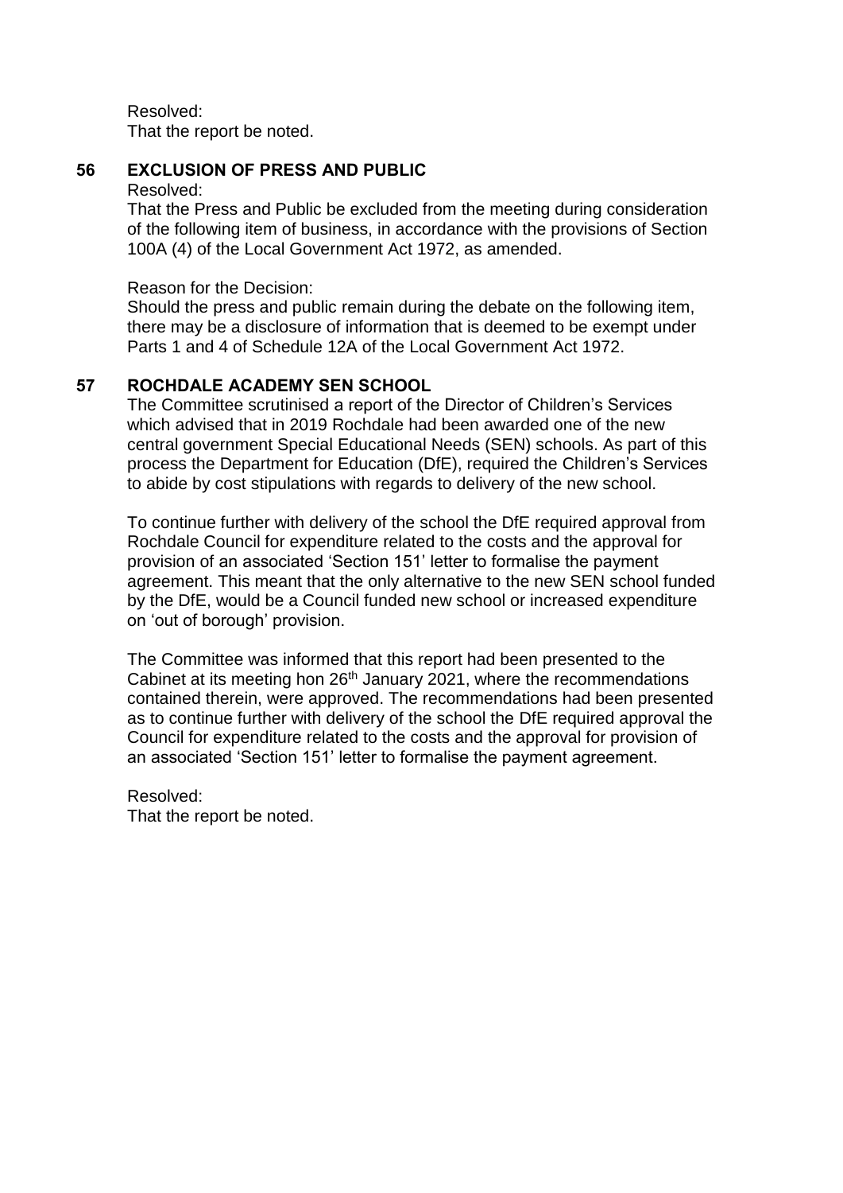Resolved:
That the report be noted.

## 56 EXCLUSION OF PRESS AND PUBLIC

Resolved:
That the Press and Public be excluded from the meeting during consideration of the following item of business, in accordance with the provisions of Section 100A (4) of the Local Government Act 1972, as amended.

Reason for the Decision:
Should the press and public remain during the debate on the following item, there may be a disclosure of information that is deemed to be exempt under Parts 1 and 4 of Schedule 12A of the Local Government Act 1972.

## 57 ROCHDALE ACADEMY SEN SCHOOL

The Committee scrutinised a report of the Director of Children's Services which advised that in 2019 Rochdale had been awarded one of the new central government Special Educational Needs (SEN) schools. As part of this process the Department for Education (DfE), required the Children's Services to abide by cost stipulations with regards to delivery of the new school.

To continue further with delivery of the school the DfE required approval from Rochdale Council for expenditure related to the costs and the approval for provision of an associated 'Section 151' letter to formalise the payment agreement. This meant that the only alternative to the new SEN school funded by the DfE, would be a Council funded new school or increased expenditure on 'out of borough' provision.

The Committee was informed that this report had been presented to the Cabinet at its meeting hon 26th January 2021, where the recommendations contained therein, were approved. The recommendations had been presented as to continue further with delivery of the school the DfE required approval the Council for expenditure related to the costs and the approval for provision of an associated 'Section 151' letter to formalise the payment agreement.

Resolved:
That the report be noted.